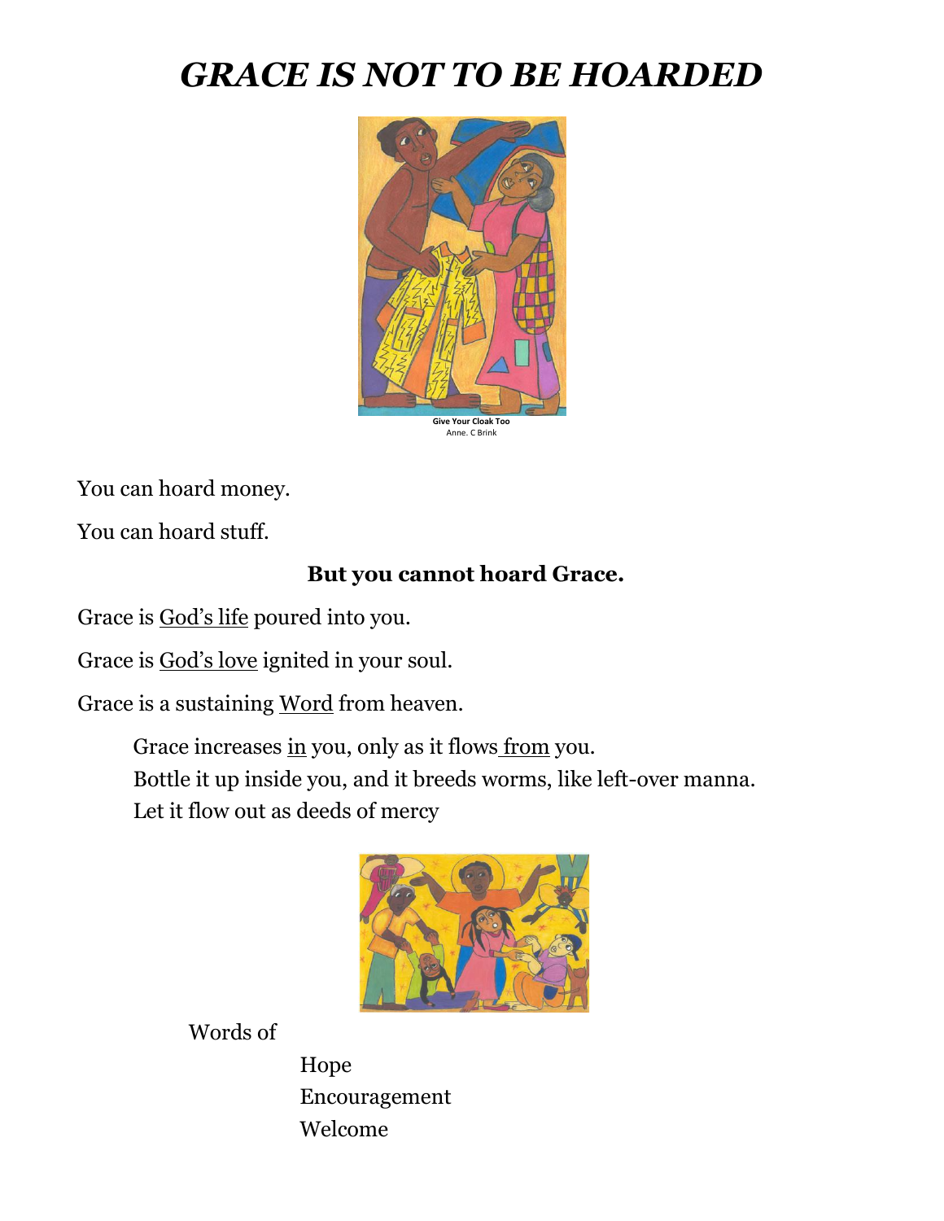# *GRACE IS NOT TO BE HOARDED*

**Give Your Cloak Too**
Anne. C Brink

You can hoard money.

You can hoard stuff.

**But you cannot hoard Grace.**

Grace is God's life poured into you.

Grace is God's love ignited in your soul.

Grace is a sustaining Word from heaven.

Grace increases in you, only as it flows from you.
Bottle it up inside you, and it breeds worms, like left-over manna.
Let it flow out as deeds of mercy

Words of

Hope
Encouragement
Welcome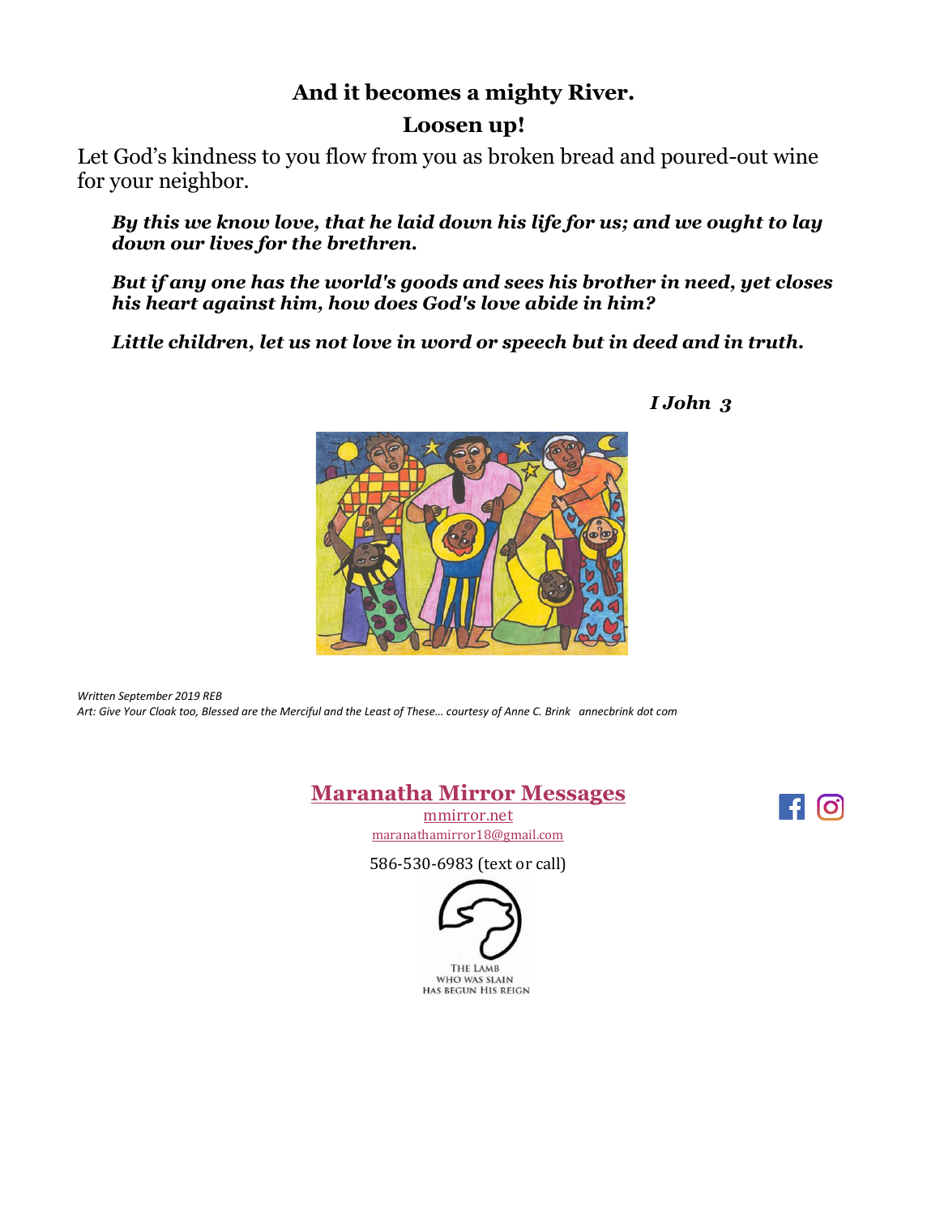**And it becomes a mighty River.**

**Loosen up!**

Let God's kindness to you flow from you as broken bread and poured-out wine for your neighbor.

> ***By this we know love, that he laid down his life for us; and we ought to lay down our lives for the brethren.***
>
> ***But if any one has the world's goods and sees his brother in need, yet closes his heart against him, how does God's love abide in him?***
>
> ***Little children, let us not love in word or speech but in deed and in truth.***
>
> ***I John 3***

*Written September 2019 REB*
*Art: Give Your Cloak too, Blessed are the Merciful and the Least of These… courtesy of Anne C. Brink annecbrink dot com*

**Maranatha Mirror Messages**
mmirror.net
maranathamirror18@gmail.com
586-530-6983 (text or call)

THE LAMB WHO WAS SLAIN HAS BEGUN HIS REIGN